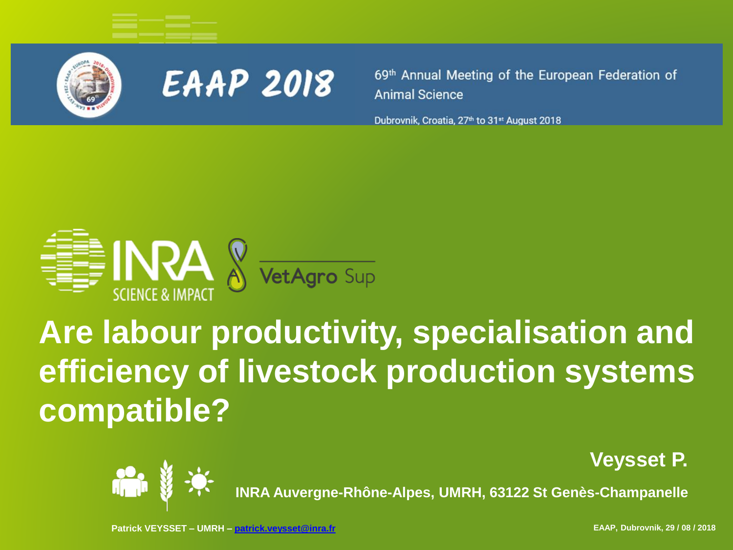EAAP 2018

69th Annual Meeting of the European Federation of Animal Science

Dubrovnik, Croatia, 27th to 31st August 2018

INRA SCIENCE & IMPACT

VetAgro Sup

# Are labour productivity, specialisation and efficiency of livestock production systems compatible?

**Veysset P.**

**INRA Auvergne-Rhône-Alpes, UMRH, 63122 St Genès-Champanelle**

**Patrick VEYSSET – UMRH – patrick.veysset@inra.fr**

**EAAP, Dubrovnik, 29 / 08 / 2018**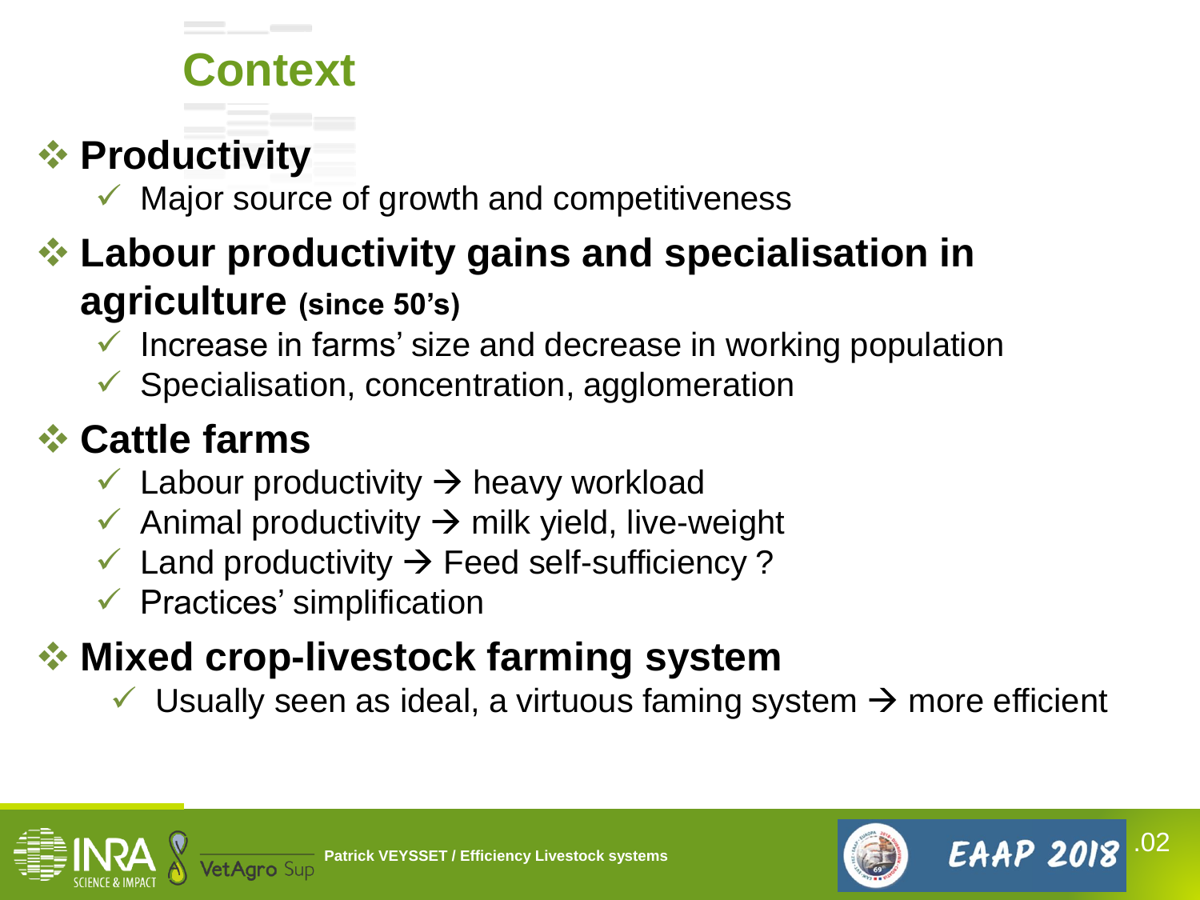# Context

- **Productivity**
  - Major source of growth and competitiveness
- **Labour productivity gains and specialisation in agriculture (since 50's)**
  - Increase in farms' size and decrease in working population
  - Specialisation, concentration, agglomeration
- **Cattle farms**
  - Labour productivity → heavy workload
  - Animal productivity → milk yield, live-weight
  - Land productivity → Feed self-sufficiency ?
  - Practices' simplification
- **Mixed crop-livestock farming system**
  - Usually seen as ideal, a virtuous faming system → more efficient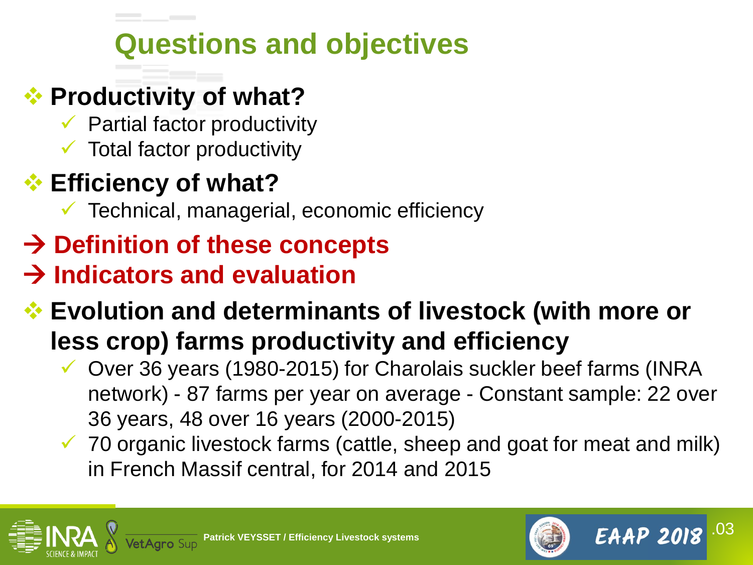# Questions and objectives

- **Productivity of what?**
  - Partial factor productivity
  - Total factor productivity
- **Efficiency of what?**
  - Technical, managerial, economic efficiency

**→ Definition of these concepts**

**→ Indicators and evaluation**

- **Evolution and determinants of livestock (with more or less crop) farms productivity and efficiency**
  - Over 36 years (1980-2015) for Charolais suckler beef farms (INRA network) - 87 farms per year on average - Constant sample: 22 over 36 years, 48 over 16 years (2000-2015)
  - 70 organic livestock farms (cattle, sheep and goat for meat and milk) in French Massif central, for 2014 and 2015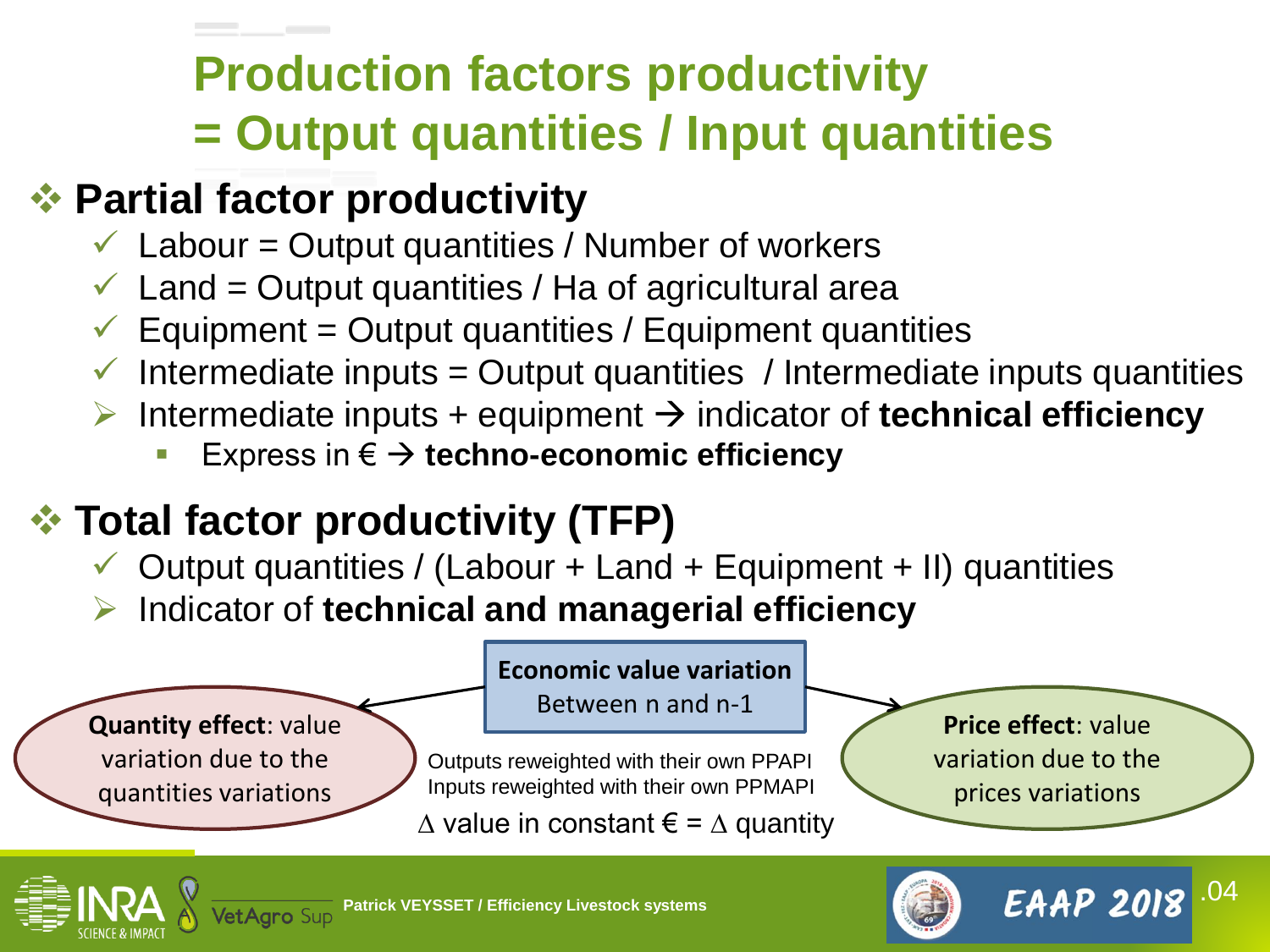# Production factors productivity = Output quantities / Input quantities

## Partial factor productivity

- ✓ Labour = Output quantities / Number of workers
- ✓ Land = Output quantities / Ha of agricultural area
- ✓ Equipment = Output quantities / Equipment quantities
- ✓ Intermediate inputs = Output quantities / Intermediate inputs quantities
- ➢ Intermediate inputs + equipment → indicator of **technical efficiency**
  - Express in € → **techno-economic efficiency**

## Total factor productivity (TFP)

- ✓ Output quantities / (Labour + Land + Equipment + II) quantities
- ➢ Indicator of **technical and managerial efficiency**

**Economic value variation**
Between n and n-1

**Quantity effect**: value variation due to the quantities variations

**Price effect**: value variation due to the prices variations

Outputs reweighted with their own PPAPI
Inputs reweighted with their own PPMAPI

$\Delta$ value in constant € = $\Delta$ quantity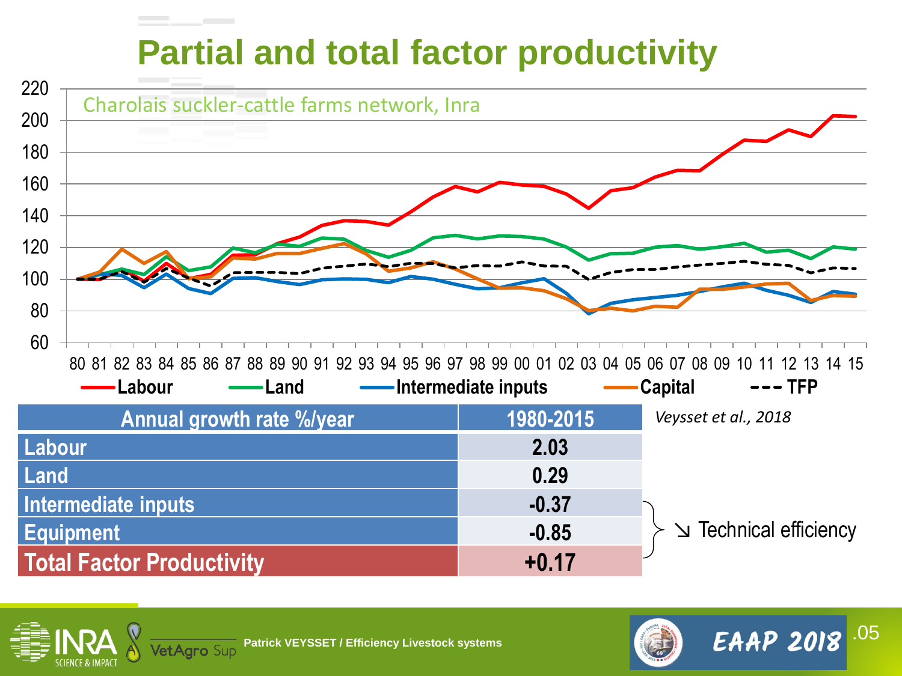# Partial and total factor productivity

Charolais suckler-cattle farms network, Inra

Labour — Land — Intermediate inputs — Capital — TFP

| Annual growth rate %/year | 1980-2015 |
|---|---|
| Labour | 2.03 |
| Land | 0.29 |
| Intermediate inputs | -0.37 |
| Equipment | -0.85 |
| Total Factor Productivity | +0.17 |

*Veysset et al., 2018*

↘ Technical efficiency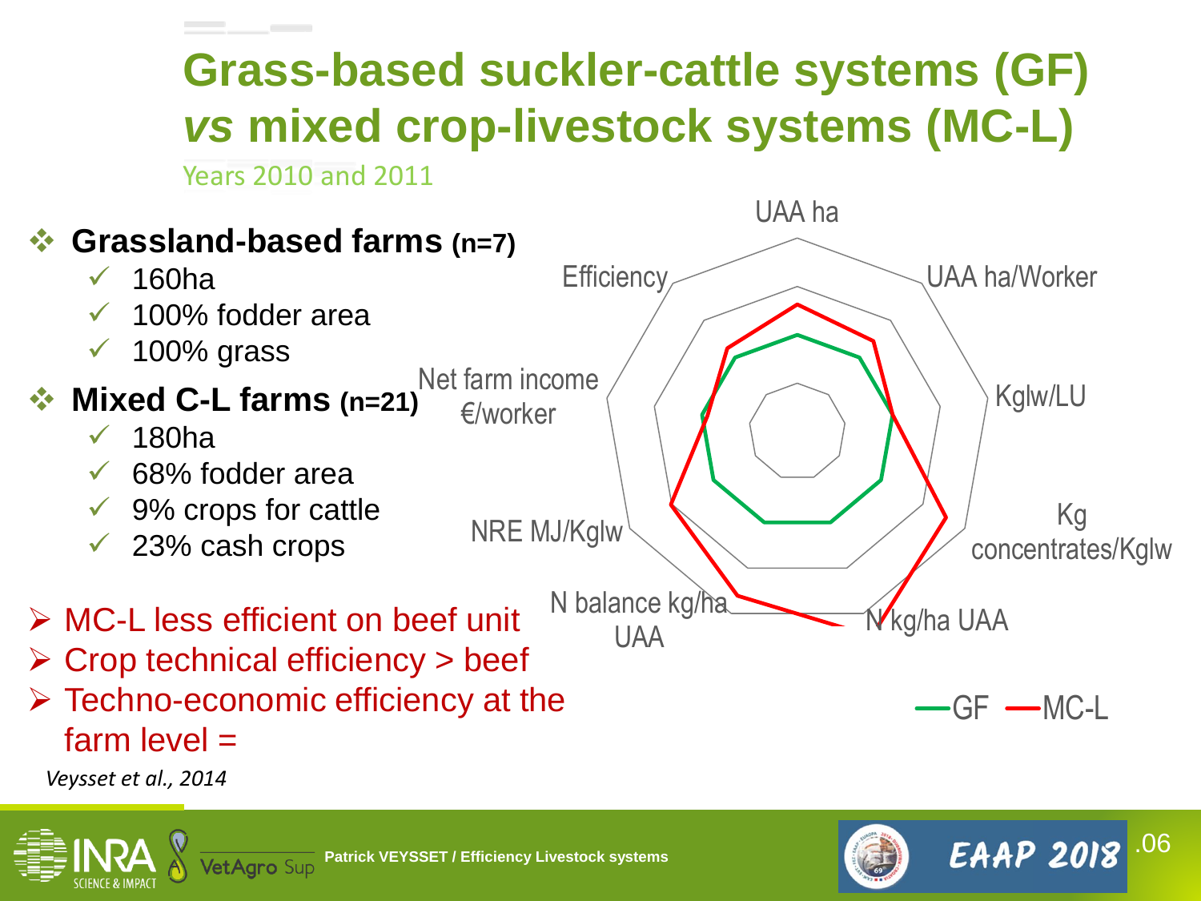# Grass-based suckler-cattle systems (GF) *vs* mixed crop-livestock systems (MC-L)

Years 2010 and 2011

- **Grassland-based farms (n=7)**
  - ✓ 160ha
  - ✓ 100% fodder area
  - ✓ 100% grass
- **Mixed C-L farms (n=21)**
  - ✓ 180ha
  - ✓ 68% fodder area
  - ✓ 9% crops for cattle
  - ✓ 23% cash crops

UAA ha

UAA ha/Worker

Kglw/LU

Kg concentrates/Kglw

N kg/ha UAA

N balance kg/ha UAA

NRE MJ/Kglw

Net farm income €/worker

Efficiency

—GF —MC-L

- MC-L less efficient on beef unit
- Crop technical efficiency > beef
- Techno-economic efficiency at the farm level =

*Veysset et al., 2014*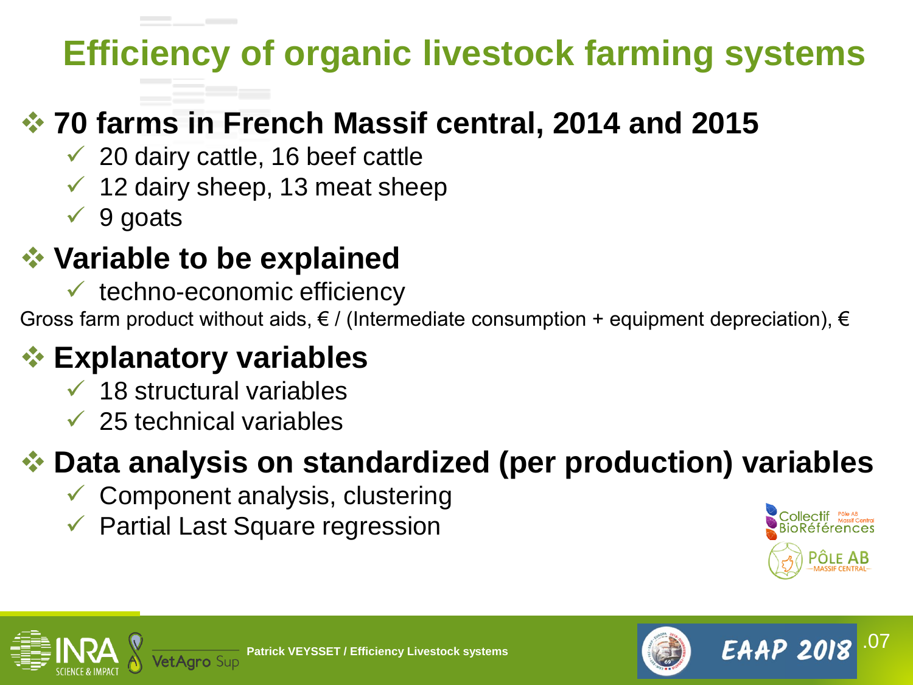# Efficiency of organic livestock farming systems

## 70 farms in French Massif central, 2014 and 2015

- 20 dairy cattle, 16 beef cattle
- 12 dairy sheep, 13 meat sheep
- 9 goats

## Variable to be explained

- techno-economic efficiency

Gross farm product without aids, € / (Intermediate consumption + equipment depreciation), €

## Explanatory variables

- 18 structural variables
- 25 technical variables

## Data analysis on standardized (per production) variables

- Component analysis, clustering
- Partial Last Square regression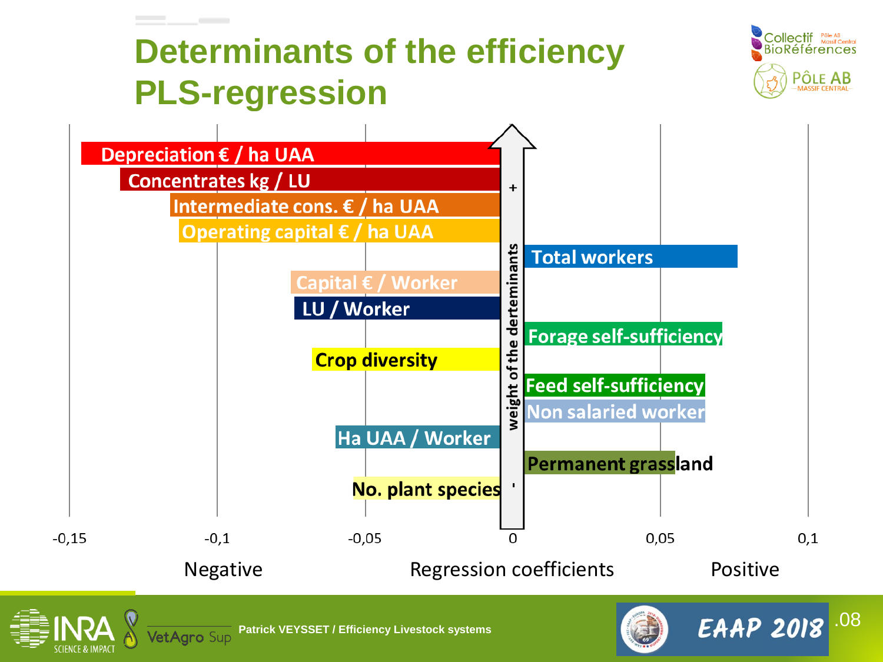# Determinants of the efficiency PLS-regression

| Determinant | Regression coefficient |
|---|---|
| Depreciation € / ha UAA | ≈ -0,146 |
| Concentrates kg / LU | ≈ -0,133 |
| Intermediate cons. € / ha UAA | ≈ -0,116 |
| Operating capital € / ha UAA | ≈ -0,113 |
| Total workers | ≈ 0,076 |
| Capital € / Worker | ≈ -0,075 |
| LU / Worker | ≈ -0,074 |
| Forage self-sufficiency | ≈ 0,071 |
| Crop diversity | ≈ -0,068 |
| Feed self-sufficiency | ≈ 0,065 |
| Non salaried worker | ≈ 0,065 |
| Ha UAA / Worker | ≈ -0,060 |
| Permanent grassland | ≈ 0,055 |
| No. plant species | ≈ -0,054 |

Vertical arrow: weight of the derteminants (+ at top, - at bottom)

X-axis: Regression coefficients (-0,15 to 0,1) — Negative / Positive

Patrick VEYSSET / Efficiency Livestock systems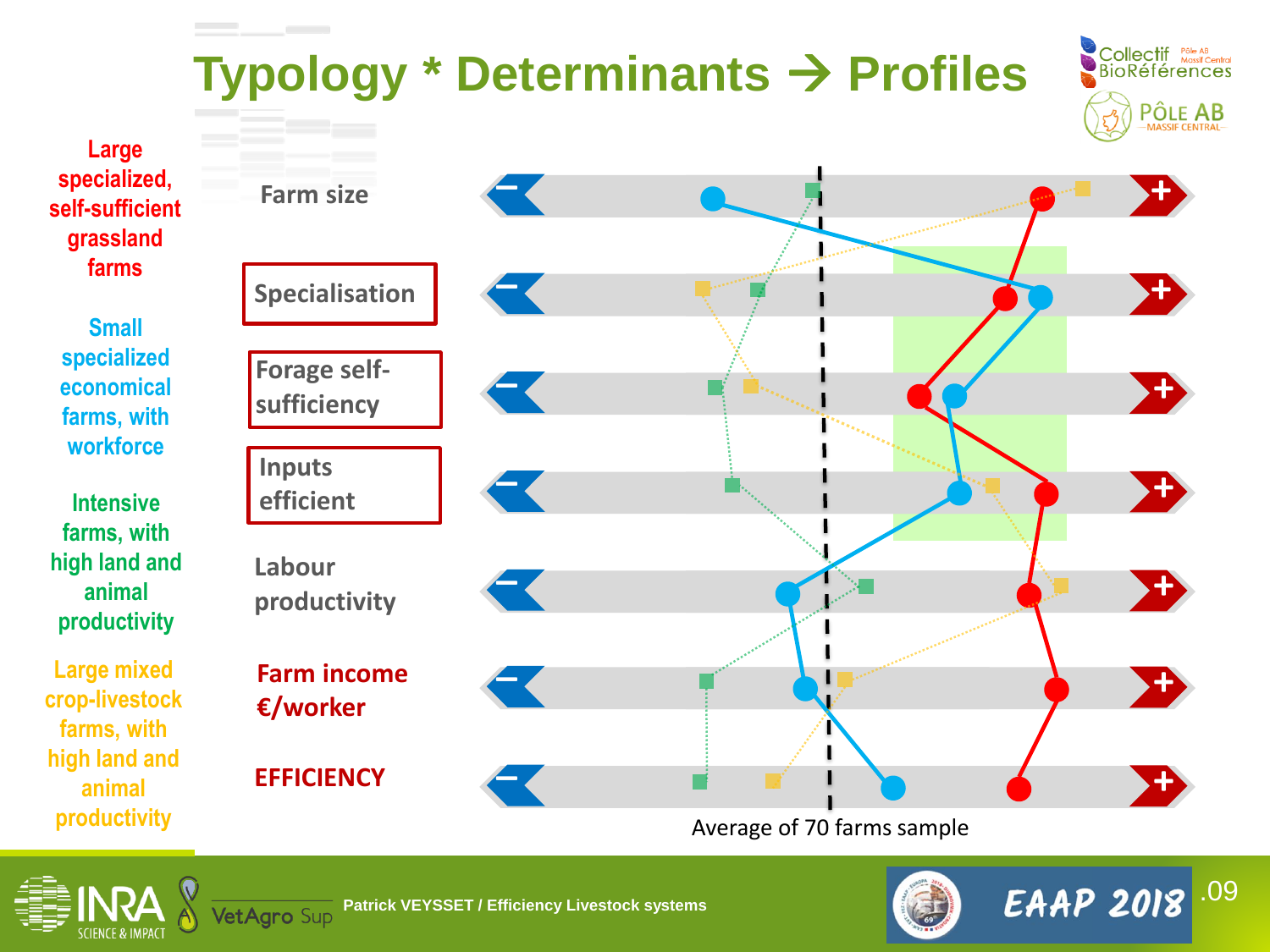# Typology * Determinants → Profiles

**Large specialized, self-sufficient grassland farms**

**Small specialized economical farms, with workforce**

**Intensive farms, with high land and animal productivity**

**Large mixed crop-livestock farms, with high land and animal productivity**

- Farm size
- **Specialisation**
- **Forage self-sufficiency**
- **Inputs efficient**
- Labour productivity
- **Farm income €/worker**
- **EFFICIENCY**

Average of 70 farms sample

Patrick VEYSSET / Efficiency Livestock systems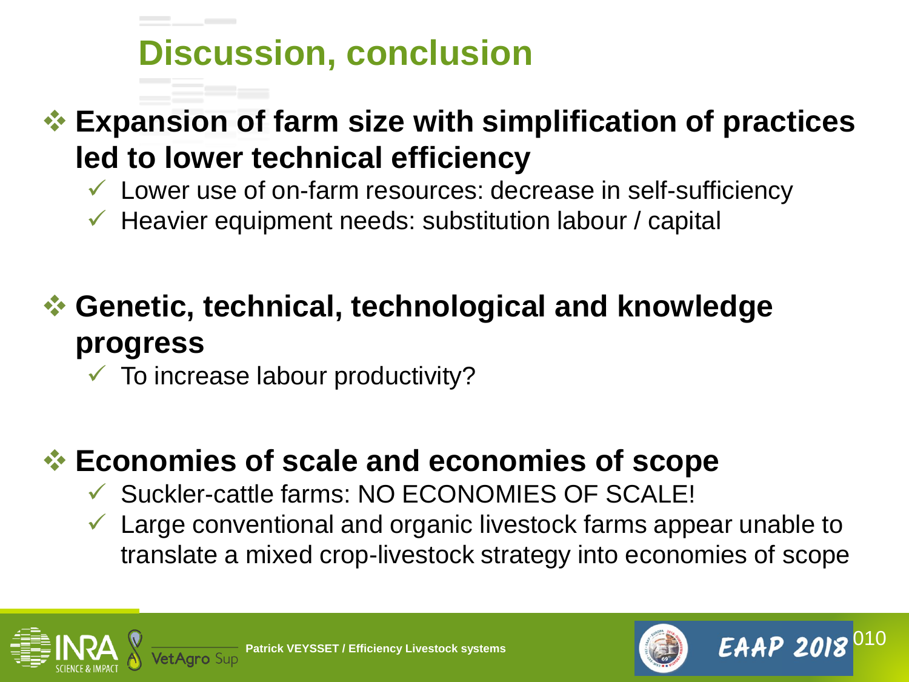# Discussion, conclusion

- **Expansion of farm size with simplification of practices led to lower technical efficiency**
  - ✓ Lower use of on-farm resources: decrease in self-sufficiency
  - ✓ Heavier equipment needs: substitution labour / capital

- **Genetic, technical, technological and knowledge progress**
  - ✓ To increase labour productivity?

- **Economies of scale and economies of scope**
  - ✓ Suckler-cattle farms: NO ECONOMIES OF SCALE!
  - ✓ Large conventional and organic livestock farms appear unable to translate a mixed crop-livestock strategy into economies of scope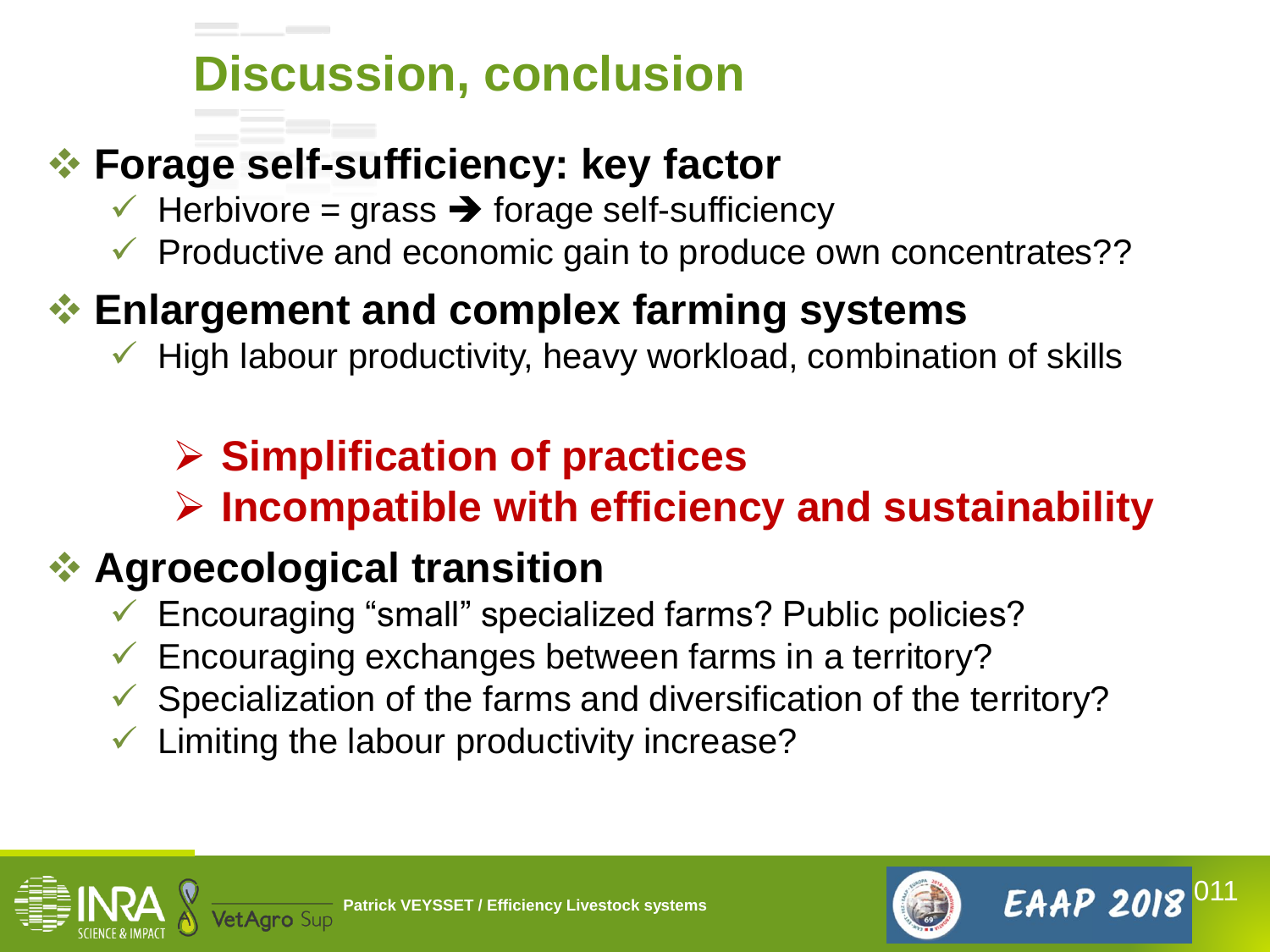# Discussion, conclusion

## Forage self-sufficiency: key factor

- Herbivore = grass ➔ forage self-sufficiency
- Productive and economic gain to produce own concentrates??

## Enlargement and complex farming systems

- High labour productivity, heavy workload, combination of skills

> - **Simplification of practices**
> - **Incompatible with efficiency and sustainability**

## Agroecological transition

- Encouraging "small" specialized farms? Public policies?
- Encouraging exchanges between farms in a territory?
- Specialization of the farms and diversification of the territory?
- Limiting the labour productivity increase?